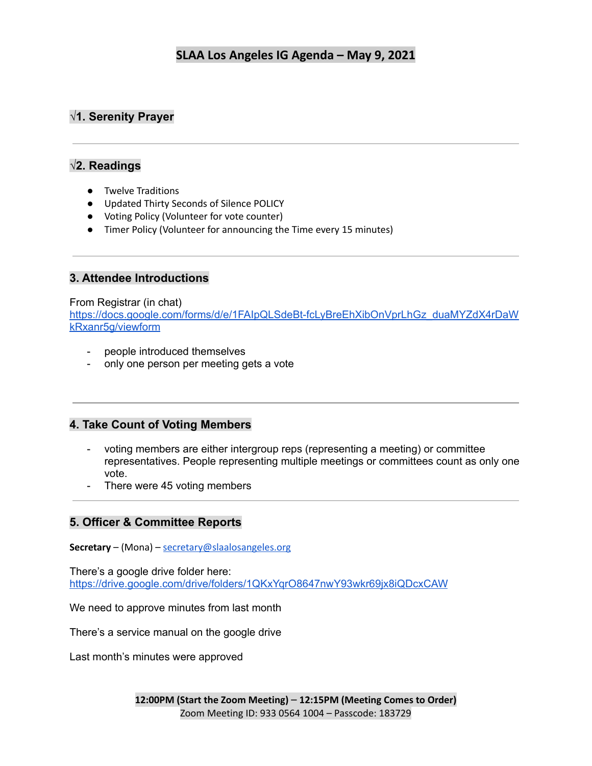# SLAA Los Angeles IG Agenda – May 9, 2021

## √1. Serenity Prayer

---

## √2. Readings

- Twelve Traditions
- Updated Thirty Seconds of Silence POLICY
- Voting Policy (Volunteer for vote counter)
- Timer Policy (Volunteer for announcing the Time every 15 minutes)

---

## 3. Attendee Introductions

From Registrar (in chat)
https://docs.google.com/forms/d/e/1FAIpQLSdeBt-fcLyBreEhXibOnVprLhGz_duaMYZdX4rDaWkRxanr5g/viewform

- people introduced themselves
- only one person per meeting gets a vote

---

## 4. Take Count of Voting Members

- voting members are either intergroup reps (representing a meeting) or committee representatives. People representing multiple meetings or committees count as only one vote.
- There were 45 voting members

---

## 5. Officer & Committee Reports

**Secretary** – (Mona) – secretary@slaalosangeles.org

There's a google drive folder here:
https://drive.google.com/drive/folders/1QKxYqrO8647nwY93wkr69jx8iQDcxCAW

We need to approve minutes from last month

There's a service manual on the google drive

Last month's minutes were approved

**12:00PM (Start the Zoom Meeting) – 12:15PM (Meeting Comes to Order)**
Zoom Meeting ID: 933 0564 1004 – Passcode: 183729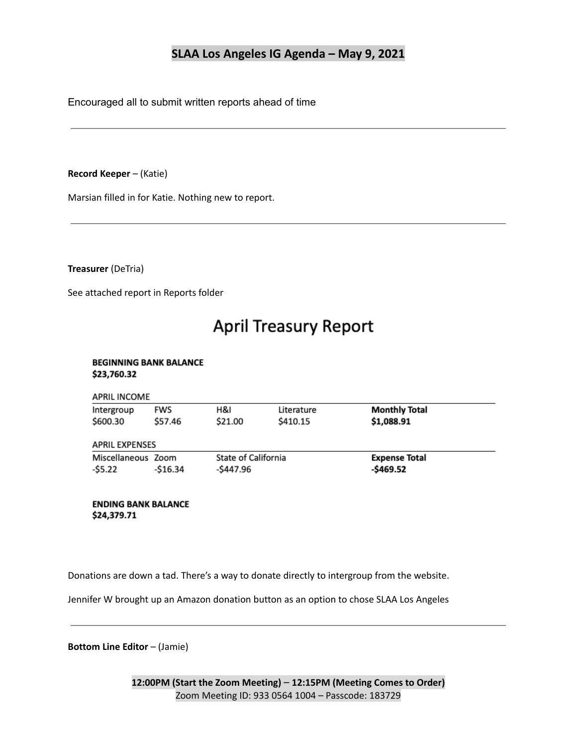Encouraged all to submit written reports ahead of time

---

**Record Keeper** – (Katie)

Marsian filled in for Katie. Nothing new to report.

---

**Treasurer** (DeTria)

See attached report in Reports folder

# April Treasury Report

**BEGINNING BANK BALANCE**
**$23,760.32**

| APRIL INCOME | | | | |
|---|---|---|---|---|
| Intergroup | FWS | H&I | Literature | **Monthly Total** |
| $600.30 | $57.46 | $21.00 | $410.15 | **$1,088.91** |

| APRIL EXPENSES | | | |
|---|---|---|---|
| Miscellaneous | Zoom | State of California | **Expense Total** |
| -$5.22 | -$16.34 | -$447.96 | **-$469.52** |

**ENDING BANK BALANCE**
**$24,379.71**

Donations are down a tad. There's a way to donate directly to intergroup from the website.

Jennifer W brought up an Amazon donation button as an option to chose SLAA Los Angeles

---

**Bottom Line Editor** – (Jamie)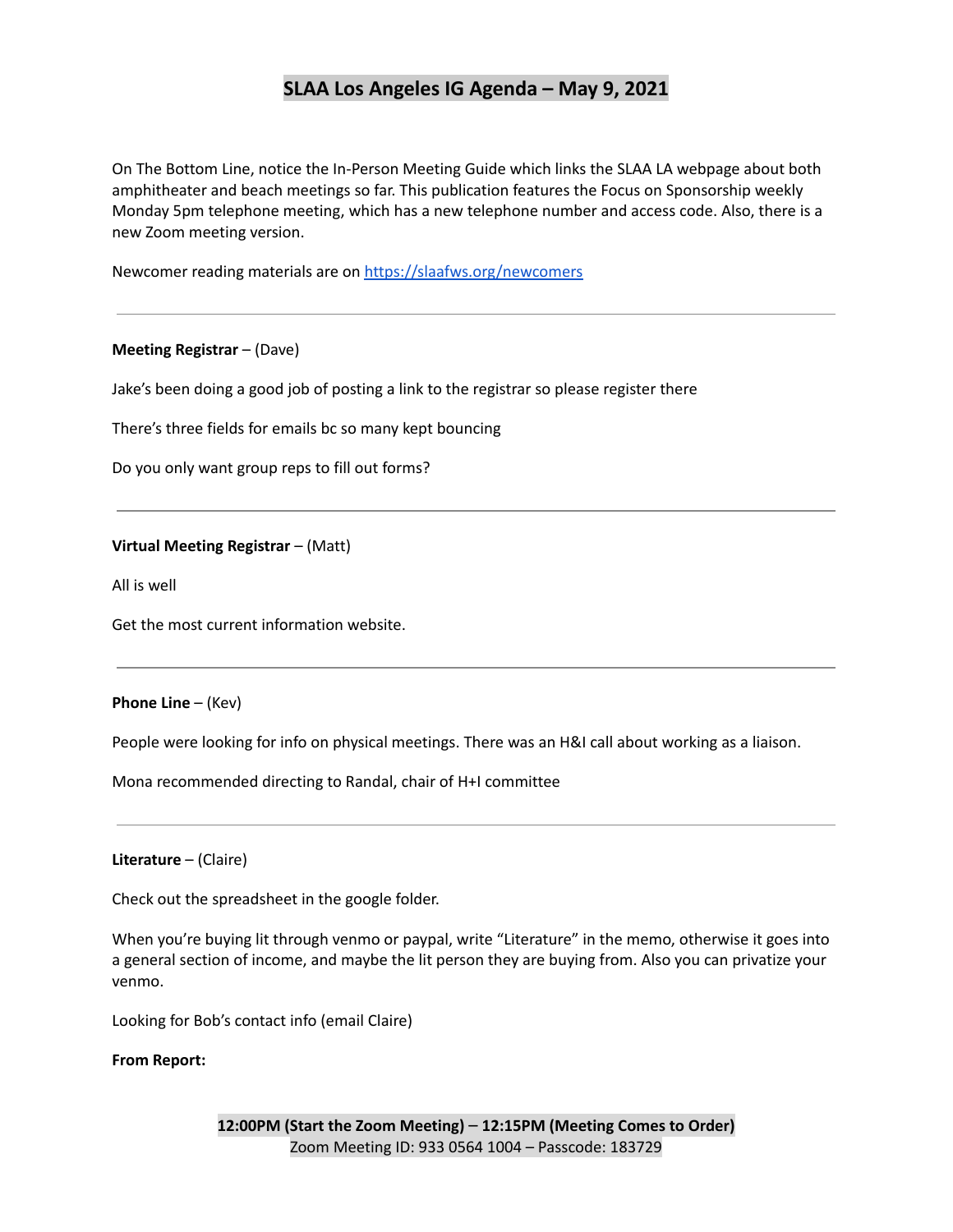# SLAA Los Angeles IG Agenda – May 9, 2021

On The Bottom Line, notice the In-Person Meeting Guide which links the SLAA LA webpage about both amphitheater and beach meetings so far. This publication features the Focus on Sponsorship weekly Monday 5pm telephone meeting, which has a new telephone number and access code. Also, there is a new Zoom meeting version.

Newcomer reading materials are on https://slaafws.org/newcomers

---

**Meeting Registrar** – (Dave)

Jake's been doing a good job of posting a link to the registrar so please register there

There's three fields for emails bc so many kept bouncing

Do you only want group reps to fill out forms?

---

**Virtual Meeting Registrar** – (Matt)

All is well

Get the most current information website.

---

**Phone Line** – (Kev)

People were looking for info on physical meetings. There was an H&I call about working as a liaison.

Mona recommended directing to Randal, chair of H+I committee

---

**Literature** – (Claire)

Check out the spreadsheet in the google folder.

When you're buying lit through venmo or paypal, write "Literature" in the memo, otherwise it goes into a general section of income, and maybe the lit person they are buying from. Also you can privatize your venmo.

Looking for Bob's contact info (email Claire)

**From Report:**

**12:00PM (Start the Zoom Meeting) – 12:15PM (Meeting Comes to Order)**
Zoom Meeting ID: 933 0564 1004 – Passcode: 183729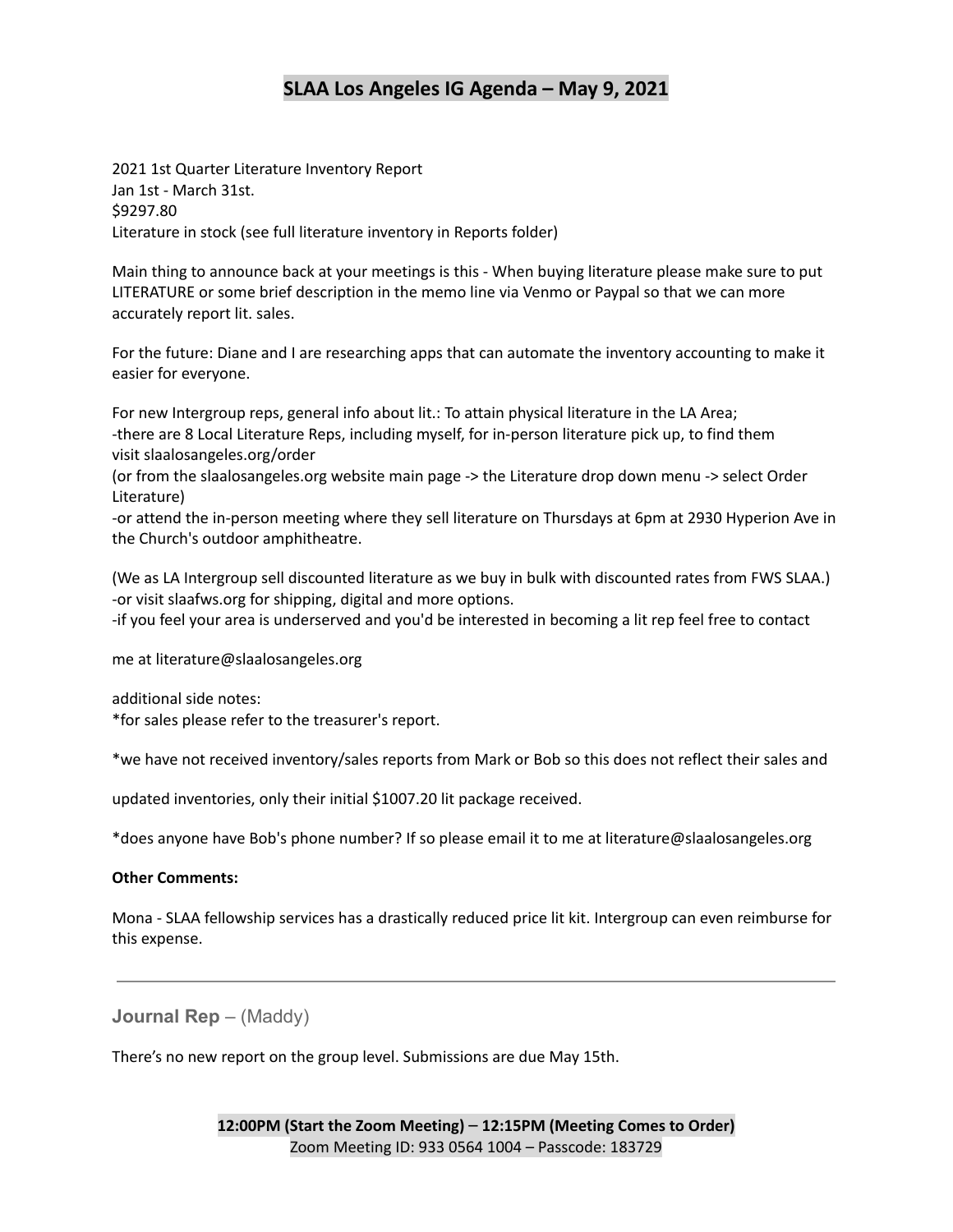# SLAA Los Angeles IG Agenda – May 9, 2021

2021 1st Quarter Literature Inventory Report
Jan 1st - March 31st.
$9297.80
Literature in stock (see full literature inventory in Reports folder)

Main thing to announce back at your meetings is this - When buying literature please make sure to put LITERATURE or some brief description in the memo line via Venmo or Paypal so that we can more accurately report lit. sales.

For the future: Diane and I are researching apps that can automate the inventory accounting to make it easier for everyone.

For new Intergroup reps, general info about lit.: To attain physical literature in the LA Area;
-there are 8 Local Literature Reps, including myself, for in-person literature pick up, to find them visit slaalosangeles.org/order
(or from the slaalosangeles.org website main page -> the Literature drop down menu -> select Order Literature)
-or attend the in-person meeting where they sell literature on Thursdays at 6pm at 2930 Hyperion Ave in the Church's outdoor amphitheatre.

(We as LA Intergroup sell discounted literature as we buy in bulk with discounted rates from FWS SLAA.)
-or visit slaafws.org for shipping, digital and more options.
-if you feel your area is underserved and you'd be interested in becoming a lit rep feel free to contact

me at literature@slaalosangeles.org

additional side notes:
*for sales please refer to the treasurer's report.

*we have not received inventory/sales reports from Mark or Bob so this does not reflect their sales and

updated inventories, only their initial $1007.20 lit package received.

*does anyone have Bob's phone number? If so please email it to me at literature@slaalosangeles.org

**Other Comments:**

Mona - SLAA fellowship services has a drastically reduced price lit kit. Intergroup can even reimburse for this expense.

---

## Journal Rep – (Maddy)

There's no new report on the group level. Submissions are due May 15th.

**12:00PM (Start the Zoom Meeting) – 12:15PM (Meeting Comes to Order)**
Zoom Meeting ID: 933 0564 1004 – Passcode: 183729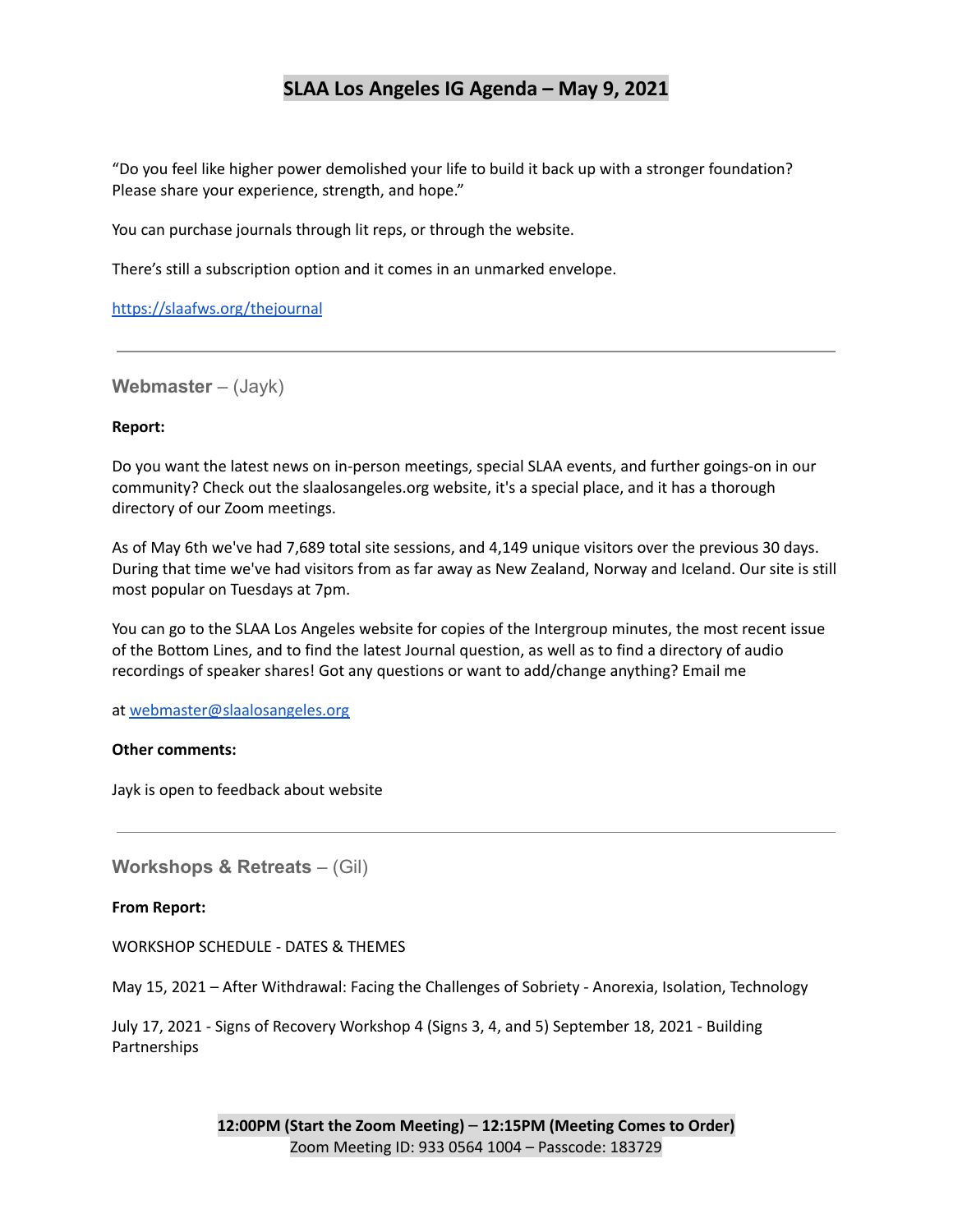# SLAA Los Angeles IG Agenda – May 9, 2021

"Do you feel like higher power demolished your life to build it back up with a stronger foundation? Please share your experience, strength, and hope."

You can purchase journals through lit reps, or through the website.

There's still a subscription option and it comes in an unmarked envelope.

https://slaafws.org/thejournal

---

## Webmaster – (Jayk)

**Report:**

Do you want the latest news on in-person meetings, special SLAA events, and further goings-on in our community? Check out the slaalosangeles.org website, it's a special place, and it has a thorough directory of our Zoom meetings.

As of May 6th we've had 7,689 total site sessions, and 4,149 unique visitors over the previous 30 days. During that time we've had visitors from as far away as New Zealand, Norway and Iceland. Our site is still most popular on Tuesdays at 7pm.

You can go to the SLAA Los Angeles website for copies of the Intergroup minutes, the most recent issue of the Bottom Lines, and to find the latest Journal question, as well as to find a directory of audio recordings of speaker shares! Got any questions or want to add/change anything? Email me

at webmaster@slaalosangeles.org

**Other comments:**

Jayk is open to feedback about website

---

## Workshops & Retreats – (Gil)

**From Report:**

WORKSHOP SCHEDULE - DATES & THEMES

May 15, 2021 – After Withdrawal: Facing the Challenges of Sobriety - Anorexia, Isolation, Technology

July 17, 2021 - Signs of Recovery Workshop 4 (Signs 3, 4, and 5) September 18, 2021 - Building Partnerships

**12:00PM (Start the Zoom Meeting) – 12:15PM (Meeting Comes to Order)**
Zoom Meeting ID: 933 0564 1004 – Passcode: 183729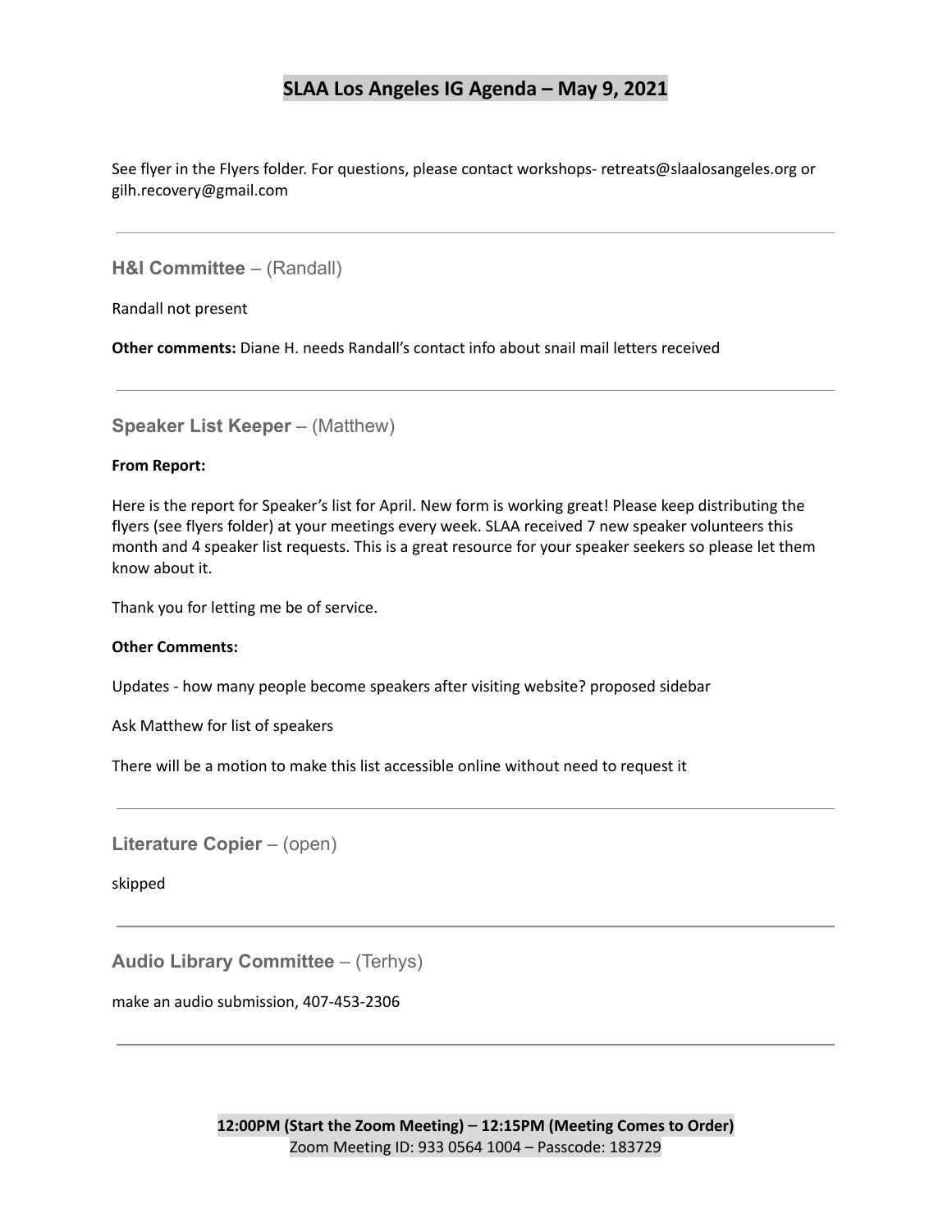# SLAA Los Angeles IG Agenda – May 9, 2021

See flyer in the Flyers folder. For questions, please contact workshops- retreats@slaalosangeles.org or gilh.recovery@gmail.com

---

## H&I Committee – (Randall)

Randall not present

**Other comments:** Diane H. needs Randall's contact info about snail mail letters received

---

## Speaker List Keeper – (Matthew)

**From Report:**

Here is the report for Speaker's list for April. New form is working great! Please keep distributing the flyers (see flyers folder) at your meetings every week. SLAA received 7 new speaker volunteers this month and 4 speaker list requests. This is a great resource for your speaker seekers so please let them know about it.

Thank you for letting me be of service.

**Other Comments:**

Updates - how many people become speakers after visiting website? proposed sidebar

Ask Matthew for list of speakers

There will be a motion to make this list accessible online without need to request it

---

## Literature Copier – (open)

skipped

---

## Audio Library Committee – (Terhys)

make an audio submission, 407-453-2306

---

**12:00PM (Start the Zoom Meeting) – 12:15PM (Meeting Comes to Order)**
Zoom Meeting ID: 933 0564 1004 – Passcode: 183729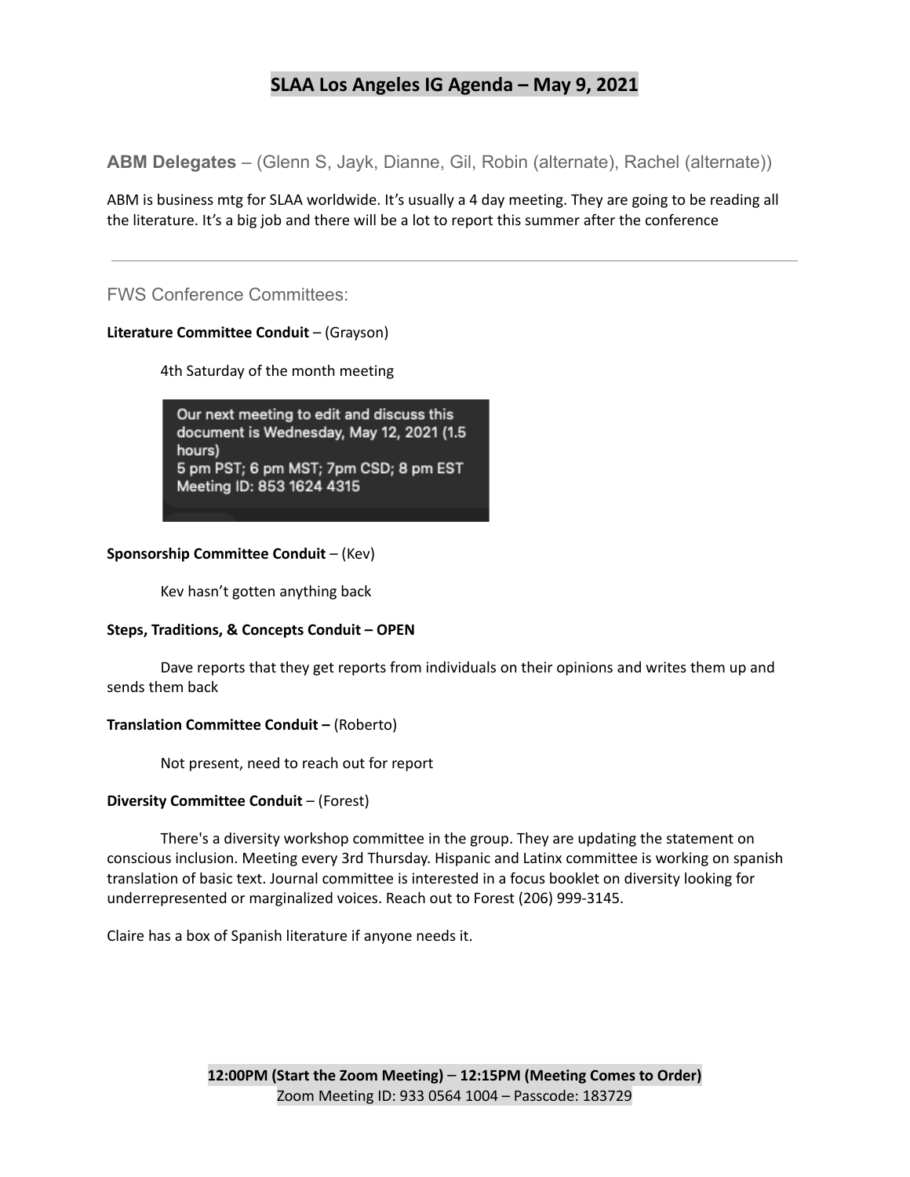# SLAA Los Angeles IG Agenda – May 9, 2021

## ABM Delegates – (Glenn S, Jayk, Dianne, Gil, Robin (alternate), Rachel (alternate))

ABM is business mtg for SLAA worldwide. It's usually a 4 day meeting. They are going to be reading all the literature. It's a big job and there will be a lot to report this summer after the conference

---

## FWS Conference Committees:

**Literature Committee Conduit** – (Grayson)

4th Saturday of the month meeting

Our next meeting to edit and discuss this document is Wednesday, May 12, 2021 (1.5 hours)
5 pm PST; 6 pm MST; 7pm CSD; 8 pm EST
Meeting ID: 853 1624 4315

**Sponsorship Committee Conduit** – (Kev)

Kev hasn't gotten anything back

**Steps, Traditions, & Concepts Conduit – OPEN**

Dave reports that they get reports from individuals on their opinions and writes them up and sends them back

**Translation Committee Conduit –** (Roberto)

Not present, need to reach out for report

**Diversity Committee Conduit** – (Forest)

There's a diversity workshop committee in the group. They are updating the statement on conscious inclusion. Meeting every 3rd Thursday. Hispanic and Latinx committee is working on spanish translation of basic text. Journal committee is interested in a focus booklet on diversity looking for underrepresented or marginalized voices. Reach out to Forest (206) 999-3145.

Claire has a box of Spanish literature if anyone needs it.

**12:00PM (Start the Zoom Meeting) – 12:15PM (Meeting Comes to Order)**
Zoom Meeting ID: 933 0564 1004 – Passcode: 183729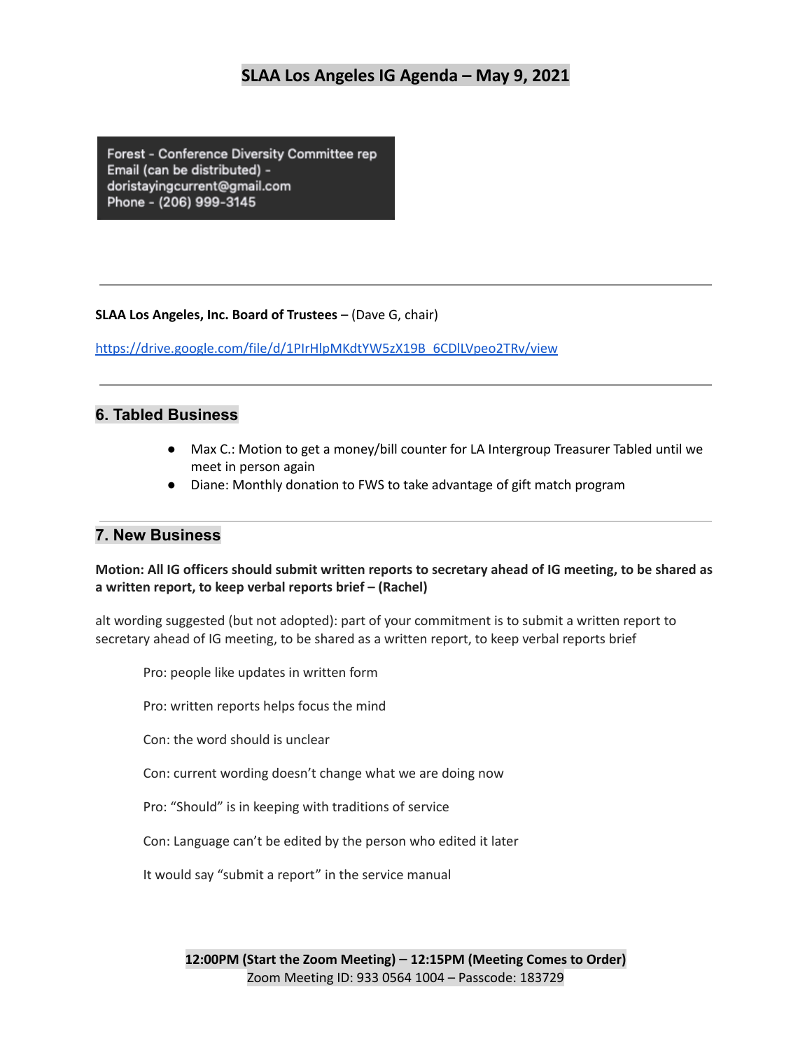## SLAA Los Angeles IG Agenda – May 9, 2021

Forest - Conference Diversity Committee rep
Email (can be distributed) -
doristayingcurrent@gmail.com
Phone - (206) 999-3145

---

**SLAA Los Angeles, Inc. Board of Trustees** – (Dave G, chair)

https://drive.google.com/file/d/1PIrHlpMKdtYW5zX19B_6CDlLVpeo2TRv/view

---

### 6. Tabled Business

- Max C.: Motion to get a money/bill counter for LA Intergroup Treasurer Tabled until we meet in person again
- Diane: Monthly donation to FWS to take advantage of gift match program

---

### 7. New Business

**Motion: All IG officers should submit written reports to secretary ahead of IG meeting, to be shared as a written report, to keep verbal reports brief – (Rachel)**

alt wording suggested (but not adopted): part of your commitment is to submit a written report to secretary ahead of IG meeting, to be shared as a written report, to keep verbal reports brief

Pro: people like updates in written form

Pro: written reports helps focus the mind

Con: the word should is unclear

Con: current wording doesn't change what we are doing now

Pro: "Should" is in keeping with traditions of service

Con: Language can't be edited by the person who edited it later

It would say "submit a report" in the service manual

**12:00PM (Start the Zoom Meeting) – 12:15PM (Meeting Comes to Order)**
Zoom Meeting ID: 933 0564 1004 – Passcode: 183729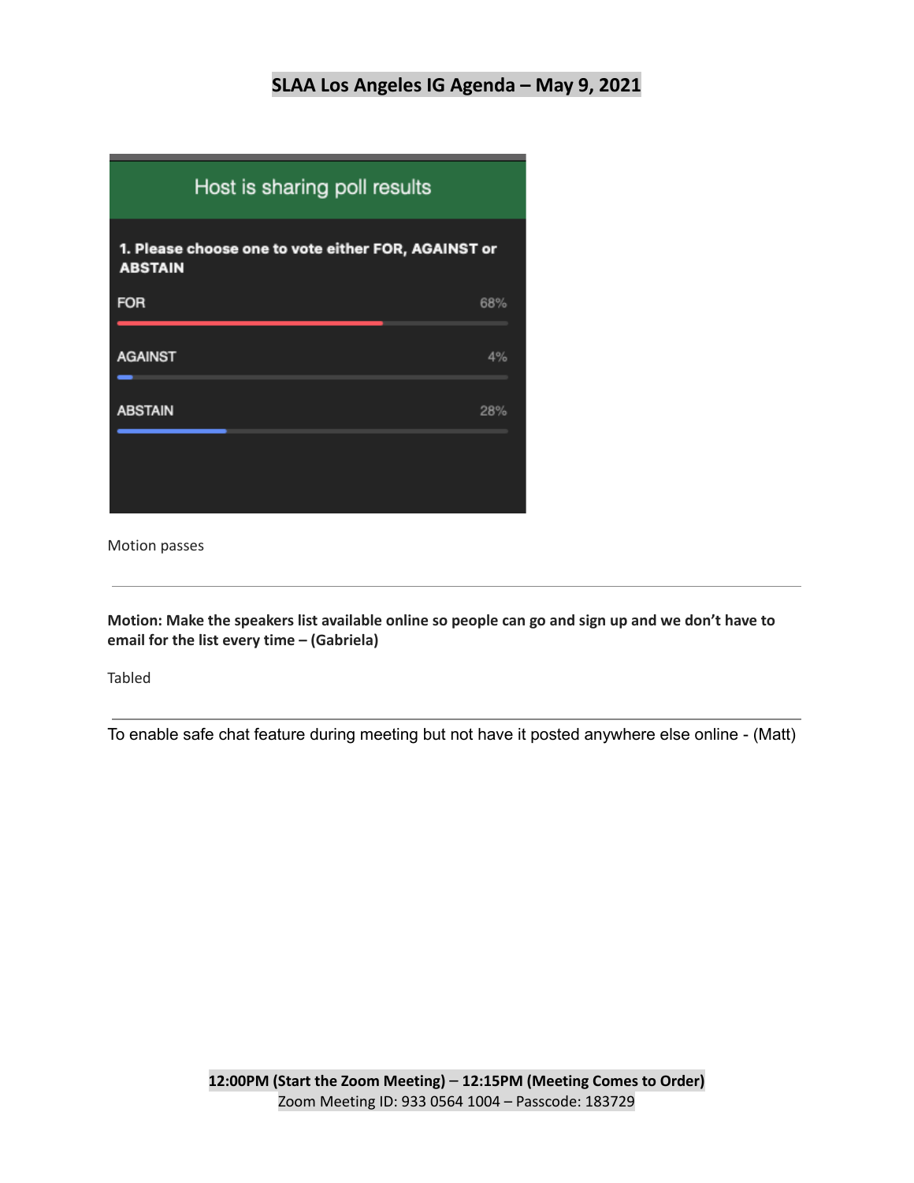# SLAA Los Angeles IG Agenda – May 9, 2021

Host is sharing poll results

1. Please choose one to vote either FOR, AGAINST or ABSTAIN

| Option | Result |
| --- | --- |
| FOR | 68% |
| AGAINST | 4% |
| ABSTAIN | 28% |

Motion passes

---

**Motion: Make the speakers list available online so people can go and sign up and we don't have to email for the list every time – (Gabriela)**

Tabled

---

To enable safe chat feature during meeting but not have it posted anywhere else online - (Matt)

**12:00PM (Start the Zoom Meeting) – 12:15PM (Meeting Comes to Order)**
Zoom Meeting ID: 933 0564 1004 – Passcode: 183729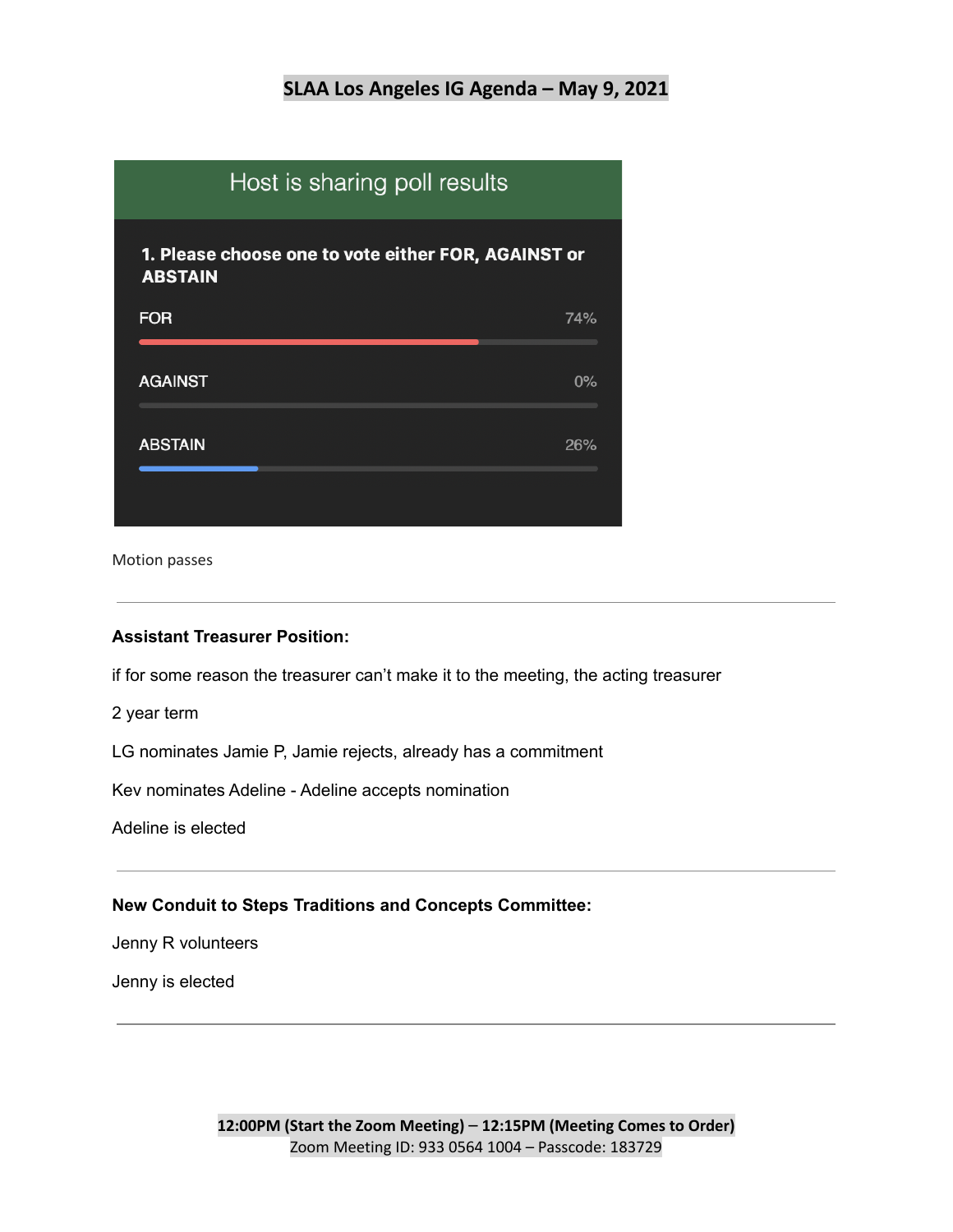**SLAA Los Angeles IG Agenda – May 9, 2021**

Host is sharing poll results

**1. Please choose one to vote either FOR, AGAINST or ABSTAIN**

| Option | Result |
| --- | --- |
| FOR | 74% |
| AGAINST | 0% |
| ABSTAIN | 26% |

Motion passes

---

**Assistant Treasurer Position:**

if for some reason the treasurer can't make it to the meeting, the acting treasurer

2 year term

LG nominates Jamie P, Jamie rejects, already has a commitment

Kev nominates Adeline - Adeline accepts nomination

Adeline is elected

---

**New Conduit to Steps Traditions and Concepts Committee:**

Jenny R volunteers

Jenny is elected

---

**12:00PM (Start the Zoom Meeting) – 12:15PM (Meeting Comes to Order)**
Zoom Meeting ID: 933 0564 1004 – Passcode: 183729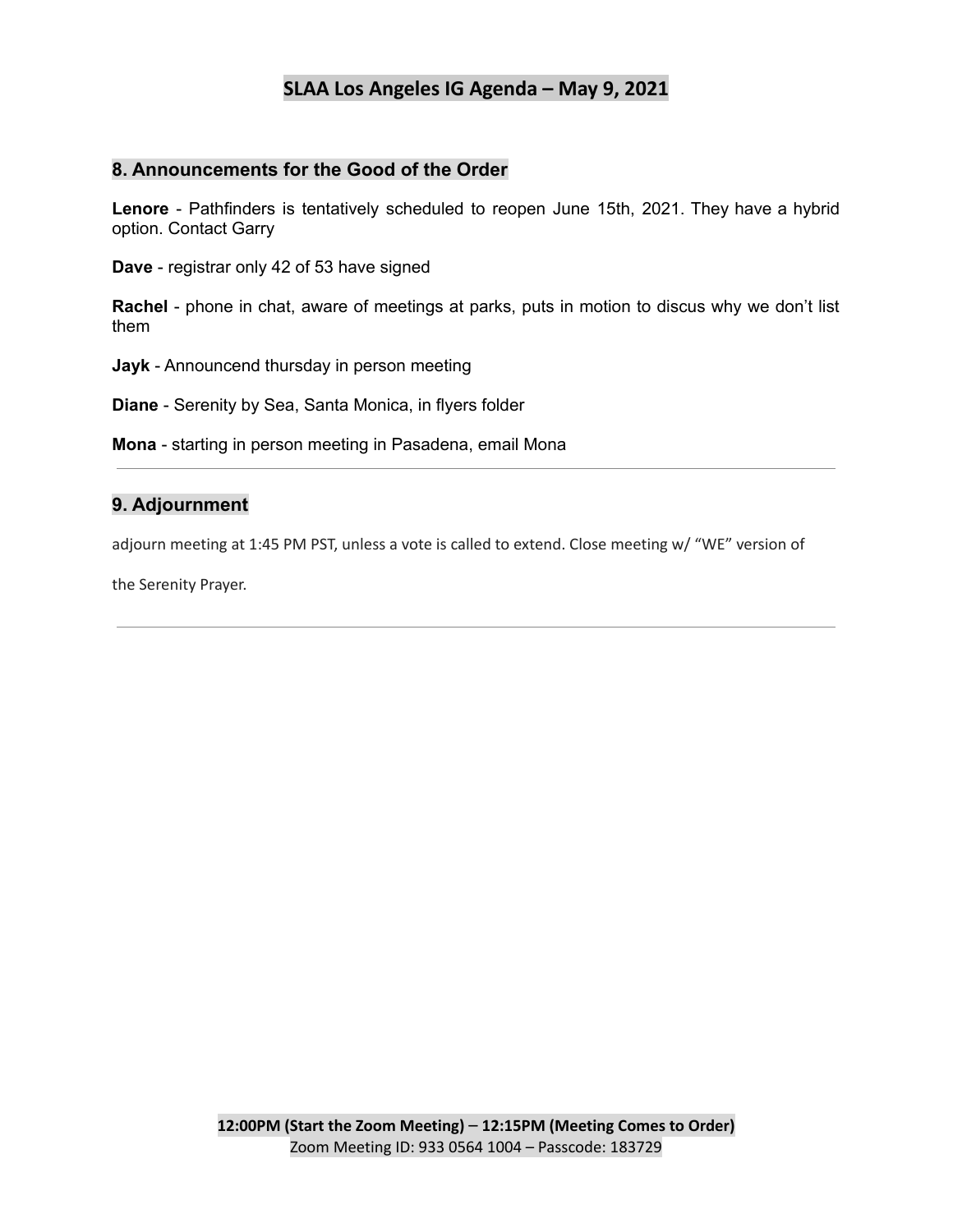# SLAA Los Angeles IG Agenda – May 9, 2021

## 8. Announcements for the Good of the Order

**Lenore** - Pathfinders is tentatively scheduled to reopen June 15th, 2021. They have a hybrid option. Contact Garry

**Dave** - registrar only 42 of 53 have signed

**Rachel** - phone in chat, aware of meetings at parks, puts in motion to discus why we don't list them

**Jayk** - Announcend thursday in person meeting

**Diane** - Serenity by Sea, Santa Monica, in flyers folder

**Mona** - starting in person meeting in Pasadena, email Mona

---

## 9. Adjournment

adjourn meeting at 1:45 PM PST, unless a vote is called to extend. Close meeting w/ "WE" version of the Serenity Prayer.

---

**12:00PM (Start the Zoom Meeting) – 12:15PM (Meeting Comes to Order)**
Zoom Meeting ID: 933 0564 1004 – Passcode: 183729